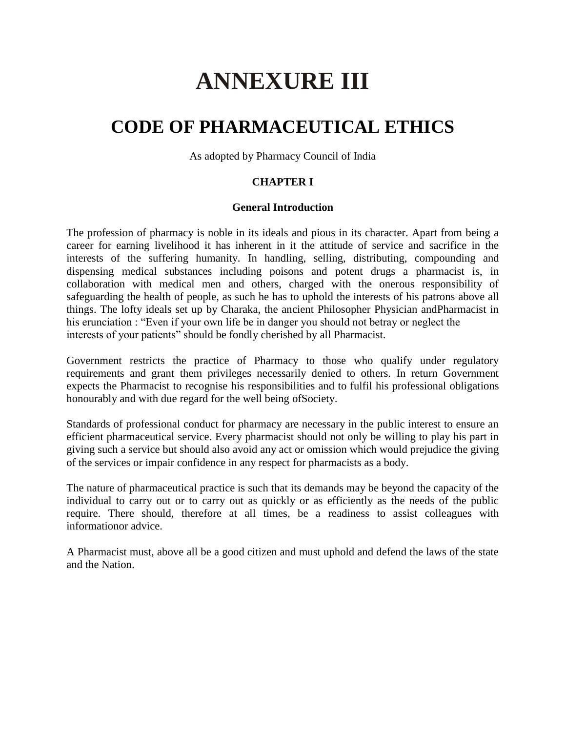# ANNEXURE III

## CODE OF PHARMACEUTICAL ETHICS

As adopted by Pharmacy Council of India

**CHAPTER I**

**General Introduction**

The profession of pharmacy is noble in its ideals and pious in its character. Apart from being a career for earning livelihood it has inherent in it the attitude of service and sacrifice in the interests of the suffering humanity. In handling, selling, distributing, compounding and dispensing medical substances including poisons and potent drugs a pharmacist is, in collaboration with medical men and others, charged with the onerous responsibility of safeguarding the health of people, as such he has to uphold the interests of his patrons above all things. The lofty ideals set up by Charaka, the ancient Philosopher Physician andPharmacist in his erunciation : "Even if your own life be in danger you should not betray or neglect the interests of your patients" should be fondly cherished by all Pharmacist.

Government restricts the practice of Pharmacy to those who qualify under regulatory requirements and grant them privileges necessarily denied to others. In return Government expects the Pharmacist to recognise his responsibilities and to fulfil his professional obligations honourably and with due regard for the well being ofSociety.

Standards of professional conduct for pharmacy are necessary in the public interest to ensure an efficient pharmaceutical service. Every pharmacist should not only be willing to play his part in giving such a service but should also avoid any act or omission which would prejudice the giving of the services or impair confidence in any respect for pharmacists as a body.

The nature of pharmaceutical practice is such that its demands may be beyond the capacity of the individual to carry out or to carry out as quickly or as efficiently as the needs of the public require. There should, therefore at all times, be a readiness to assist colleagues with informationor advice.

A Pharmacist must, above all be a good citizen and must uphold and defend the laws of the state and the Nation.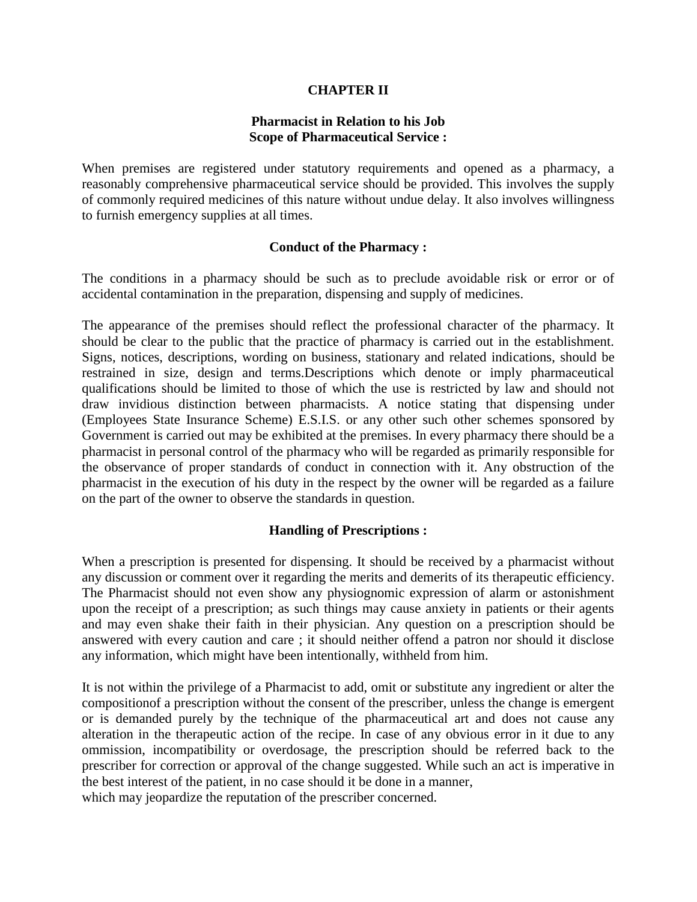## CHAPTER II

### Pharmacist in Relation to his Job
### Scope of Pharmaceutical Service :

When premises are registered under statutory requirements and opened as a pharmacy, a reasonably comprehensive pharmaceutical service should be provided. This involves the supply of commonly required medicines of this nature without undue delay. It also involves willingness to furnish emergency supplies at all times.

### Conduct of the Pharmacy :

The conditions in a pharmacy should be such as to preclude avoidable risk or error or of accidental contamination in the preparation, dispensing and supply of medicines.

The appearance of the premises should reflect the professional character of the pharmacy. It should be clear to the public that the practice of pharmacy is carried out in the establishment. Signs, notices, descriptions, wording on business, stationary and related indications, should be restrained in size, design and terms.Descriptions which denote or imply pharmaceutical qualifications should be limited to those of which the use is restricted by law and should not draw invidious distinction between pharmacists. A notice stating that dispensing under (Employees State Insurance Scheme) E.S.I.S. or any other such other schemes sponsored by Government is carried out may be exhibited at the premises. In every pharmacy there should be a pharmacist in personal control of the pharmacy who will be regarded as primarily responsible for the observance of proper standards of conduct in connection with it. Any obstruction of the pharmacist in the execution of his duty in the respect by the owner will be regarded as a failure on the part of the owner to observe the standards in question.

### Handling of Prescriptions :

When a prescription is presented for dispensing. It should be received by a pharmacist without any discussion or comment over it regarding the merits and demerits of its therapeutic efficiency. The Pharmacist should not even show any physiognomic expression of alarm or astonishment upon the receipt of a prescription; as such things may cause anxiety in patients or their agents and may even shake their faith in their physician. Any question on a prescription should be answered with every caution and care ; it should neither offend a patron nor should it disclose any information, which might have been intentionally, withheld from him.

It is not within the privilege of a Pharmacist to add, omit or substitute any ingredient or alter the compositionof a prescription without the consent of the prescriber, unless the change is emergent or is demanded purely by the technique of the pharmaceutical art and does not cause any alteration in the therapeutic action of the recipe. In case of any obvious error in it due to any ommission, incompatibility or overdosage, the prescription should be referred back to the prescriber for correction or approval of the change suggested. While such an act is imperative in the best interest of the patient, in no case should it be done in a manner, which may jeopardize the reputation of the prescriber concerned.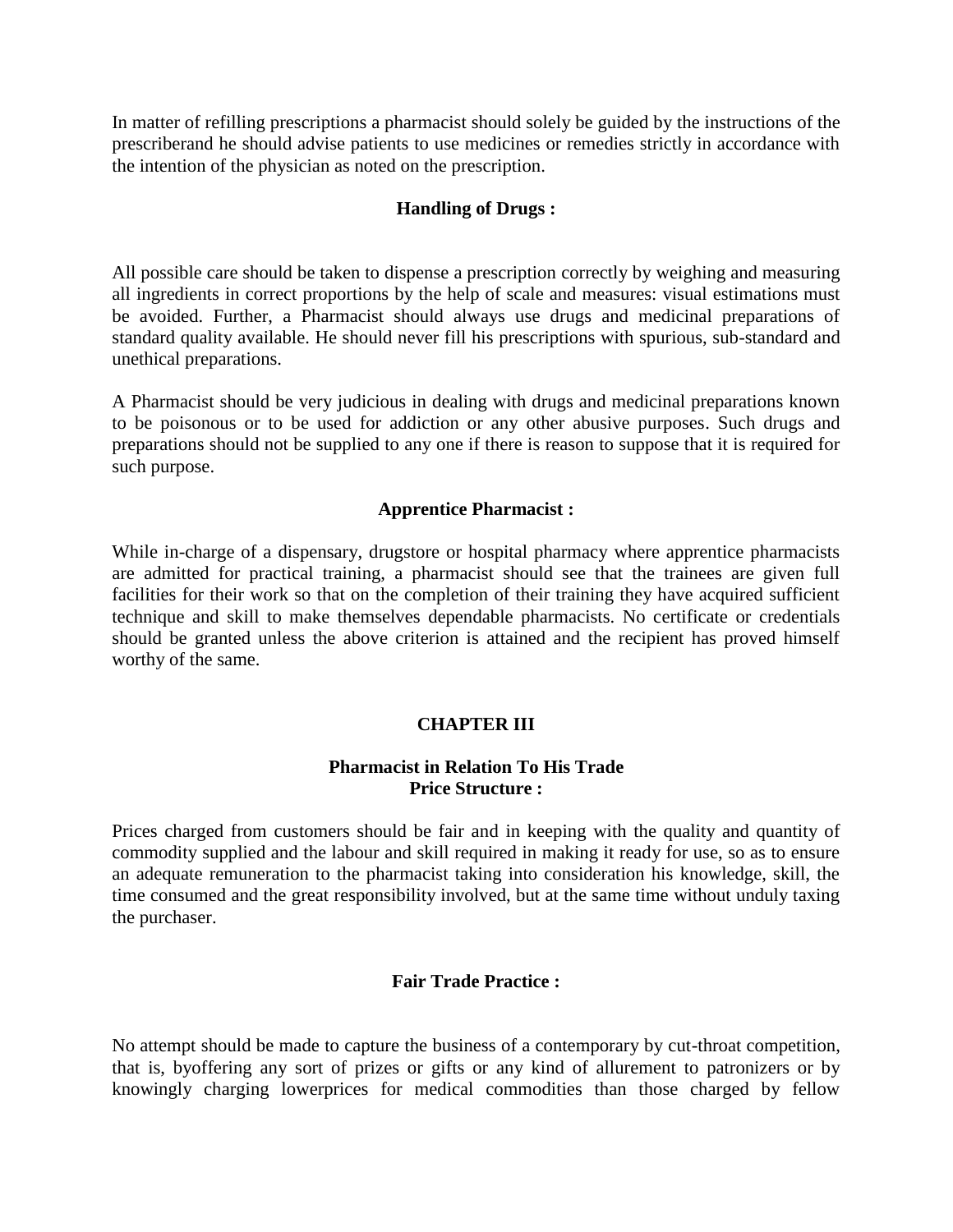In matter of refilling prescriptions a pharmacist should solely be guided by the instructions of the prescriberand he should advise patients to use medicines or remedies strictly in accordance with the intention of the physician as noted on the prescription.

### Handling of Drugs :

All possible care should be taken to dispense a prescription correctly by weighing and measuring all ingredients in correct proportions by the help of scale and measures: visual estimations must be avoided. Further, a Pharmacist should always use drugs and medicinal preparations of standard quality available. He should never fill his prescriptions with spurious, sub-standard and unethical preparations.

A Pharmacist should be very judicious in dealing with drugs and medicinal preparations known to be poisonous or to be used for addiction or any other abusive purposes. Such drugs and preparations should not be supplied to any one if there is reason to suppose that it is required for such purpose.

### Apprentice Pharmacist :

While in-charge of a dispensary, drugstore or hospital pharmacy where apprentice pharmacists are admitted for practical training, a pharmacist should see that the trainees are given full facilities for their work so that on the completion of their training they have acquired sufficient technique and skill to make themselves dependable pharmacists. No certificate or credentials should be granted unless the above criterion is attained and the recipient has proved himself worthy of the same.

## CHAPTER III

### Pharmacist in Relation To His Trade

### Price Structure :

Prices charged from customers should be fair and in keeping with the quality and quantity of commodity supplied and the labour and skill required in making it ready for use, so as to ensure an adequate remuneration to the pharmacist taking into consideration his knowledge, skill, the time consumed and the great responsibility involved, but at the same time without unduly taxing the purchaser.

### Fair Trade Practice :

No attempt should be made to capture the business of a contemporary by cut-throat competition, that is, byoffering any sort of prizes or gifts or any kind of allurement to patronizers or by knowingly charging lowerprices for medical commodities than those charged by fellow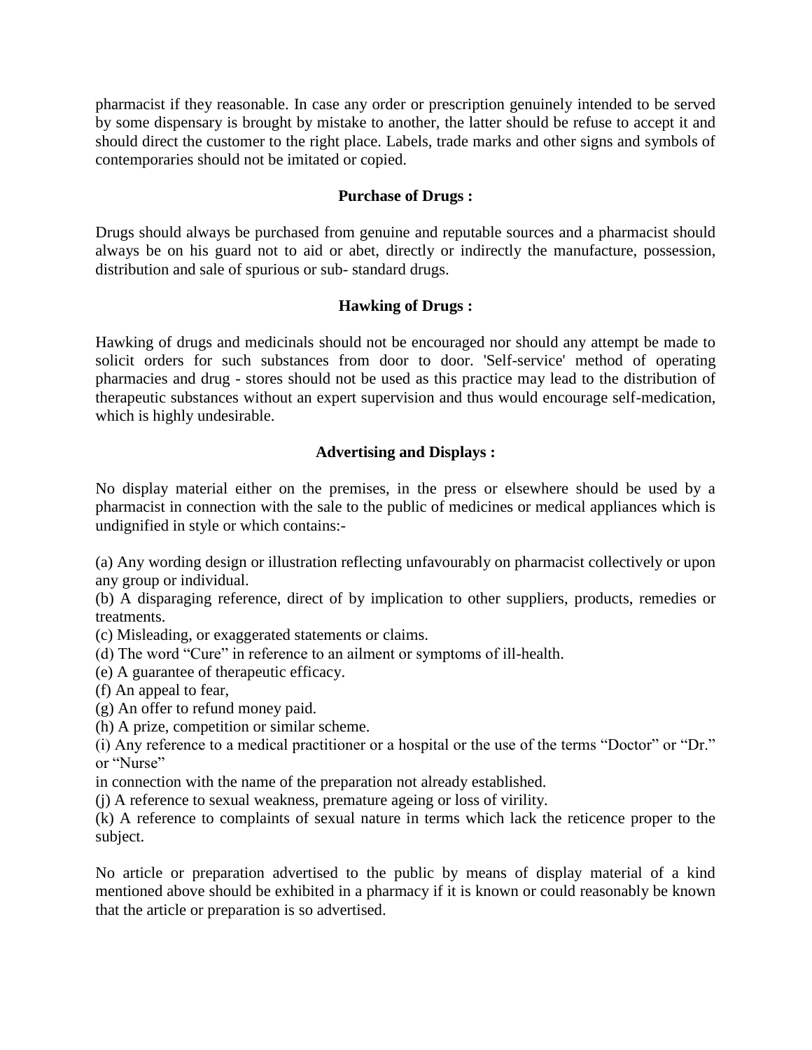pharmacist if they reasonable. In case any order or prescription genuinely intended to be served by some dispensary is brought by mistake to another, the latter should be refuse to accept it and should direct the customer to the right place. Labels, trade marks and other signs and symbols of contemporaries should not be imitated or copied.

**Purchase of Drugs :**

Drugs should always be purchased from genuine and reputable sources and a pharmacist should always be on his guard not to aid or abet, directly or indirectly the manufacture, possession, distribution and sale of spurious or sub- standard drugs.

**Hawking of Drugs :**

Hawking of drugs and medicinals should not be encouraged nor should any attempt be made to solicit orders for such substances from door to door. 'Self-service' method of operating pharmacies and drug - stores should not be used as this practice may lead to the distribution of therapeutic substances without an expert supervision and thus would encourage self-medication, which is highly undesirable.

**Advertising and Displays :**

No display material either on the premises, in the press or elsewhere should be used by a pharmacist in connection with the sale to the public of medicines or medical appliances which is undignified in style or which contains:-

(a) Any wording design or illustration reflecting unfavourably on pharmacist collectively or upon any group or individual.
(b) A disparaging reference, direct of by implication to other suppliers, products, remedies or treatments.
(c) Misleading, or exaggerated statements or claims.
(d) The word "Cure" in reference to an ailment or symptoms of ill-health.
(e) A guarantee of therapeutic efficacy.
(f) An appeal to fear,
(g) An offer to refund money paid.
(h) A prize, competition or similar scheme.
(i) Any reference to a medical practitioner or a hospital or the use of the terms "Doctor" or "Dr." or "Nurse"
in connection with the name of the preparation not already established.
(j) A reference to sexual weakness, premature ageing or loss of virility.
(k) A reference to complaints of sexual nature in terms which lack the reticence proper to the subject.

No article or preparation advertised to the public by means of display material of a kind mentioned above should be exhibited in a pharmacy if it is known or could reasonably be known that the article or preparation is so advertised.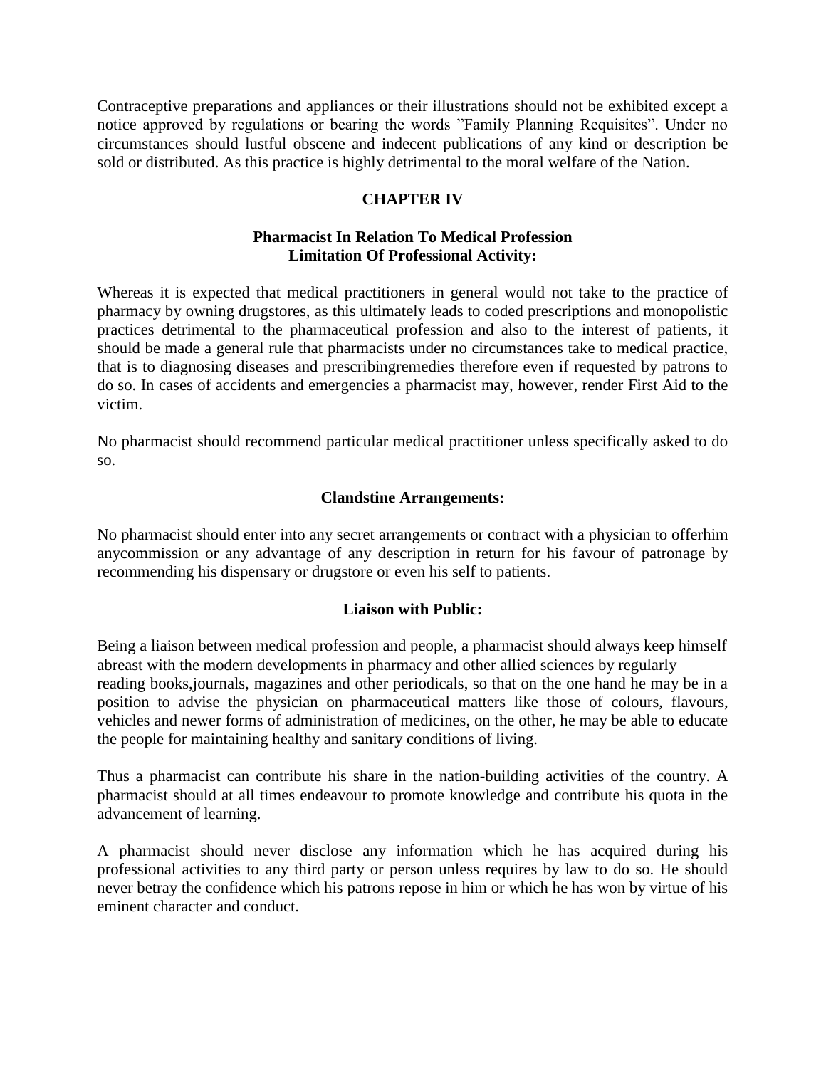Contraceptive preparations and appliances or their illustrations should not be exhibited except a notice approved by regulations or bearing the words "Family Planning Requisites". Under no circumstances should lustful obscene and indecent publications of any kind or description be sold or distributed. As this practice is highly detrimental to the moral welfare of the Nation.

## CHAPTER IV

### Pharmacist In Relation To Medical Profession
### Limitation Of Professional Activity:

Whereas it is expected that medical practitioners in general would not take to the practice of pharmacy by owning drugstores, as this ultimately leads to coded prescriptions and monopolistic practices detrimental to the pharmaceutical profession and also to the interest of patients, it should be made a general rule that pharmacists under no circumstances take to medical practice, that is to diagnosing diseases and prescribingremedies therefore even if requested by patrons to do so. In cases of accidents and emergencies a pharmacist may, however, render First Aid to the victim.

No pharmacist should recommend particular medical practitioner unless specifically asked to do so.

### Clandstine Arrangements:

No pharmacist should enter into any secret arrangements or contract with a physician to offerhim anycommission or any advantage of any description in return for his favour of patronage by recommending his dispensary or drugstore or even his self to patients.

### Liaison with Public:

Being a liaison between medical profession and people, a pharmacist should always keep himself abreast with the modern developments in pharmacy and other allied sciences by regularly reading books,journals, magazines and other periodicals, so that on the one hand he may be in a position to advise the physician on pharmaceutical matters like those of colours, flavours, vehicles and newer forms of administration of medicines, on the other, he may be able to educate the people for maintaining healthy and sanitary conditions of living.

Thus a pharmacist can contribute his share in the nation-building activities of the country. A pharmacist should at all times endeavour to promote knowledge and contribute his quota in the advancement of learning.

A pharmacist should never disclose any information which he has acquired during his professional activities to any third party or person unless requires by law to do so. He should never betray the confidence which his patrons repose in him or which he has won by virtue of his eminent character and conduct.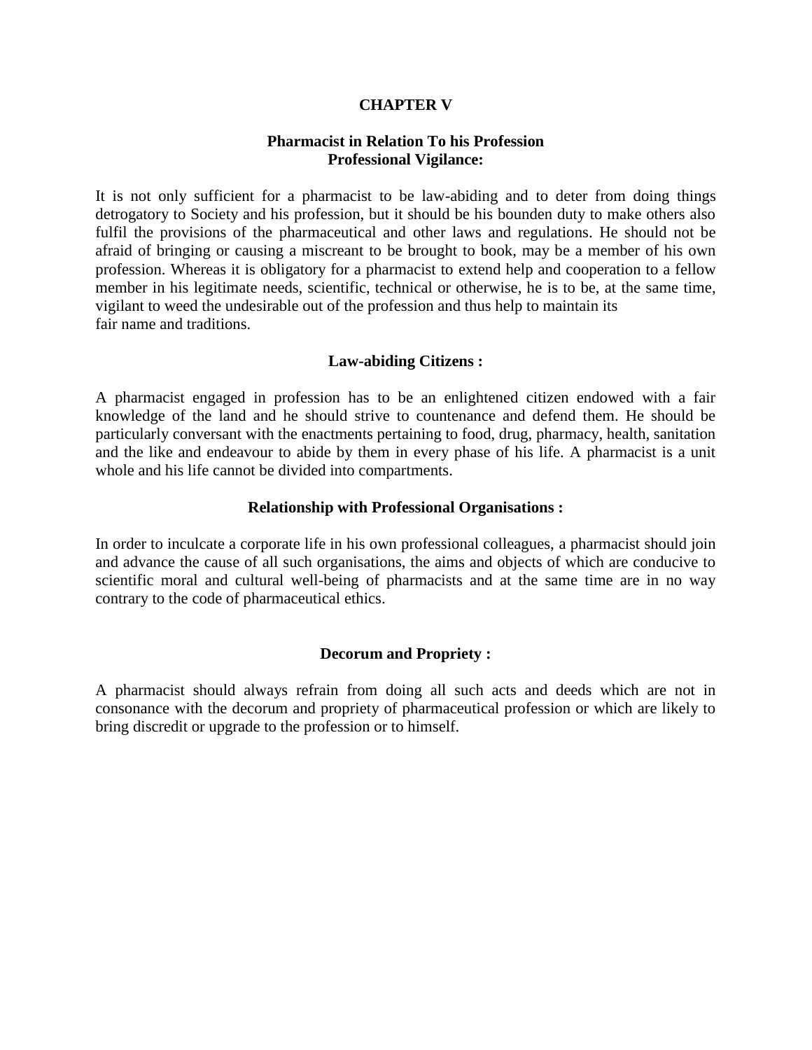# CHAPTER V

## Pharmacist in Relation To his Profession

### Professional Vigilance:

It is not only sufficient for a pharmacist to be law-abiding and to deter from doing things detrogatory to Society and his profession, but it should be his bounden duty to make others also fulfil the provisions of the pharmaceutical and other laws and regulations. He should not be afraid of bringing or causing a miscreant to be brought to book, may be a member of his own profession. Whereas it is obligatory for a pharmacist to extend help and cooperation to a fellow member in his legitimate needs, scientific, technical or otherwise, he is to be, at the same time, vigilant to weed the undesirable out of the profession and thus help to maintain its fair name and traditions.

### Law-abiding Citizens :

A pharmacist engaged in profession has to be an enlightened citizen endowed with a fair knowledge of the land and he should strive to countenance and defend them. He should be particularly conversant with the enactments pertaining to food, drug, pharmacy, health, sanitation and the like and endeavour to abide by them in every phase of his life. A pharmacist is a unit whole and his life cannot be divided into compartments.

### Relationship with Professional Organisations :

In order to inculcate a corporate life in his own professional colleagues, a pharmacist should join and advance the cause of all such organisations, the aims and objects of which are conducive to scientific moral and cultural well-being of pharmacists and at the same time are in no way contrary to the code of pharmaceutical ethics.

### Decorum and Propriety :

A pharmacist should always refrain from doing all such acts and deeds which are not in consonance with the decorum and propriety of pharmaceutical profession or which are likely to bring discredit or upgrade to the profession or to himself.